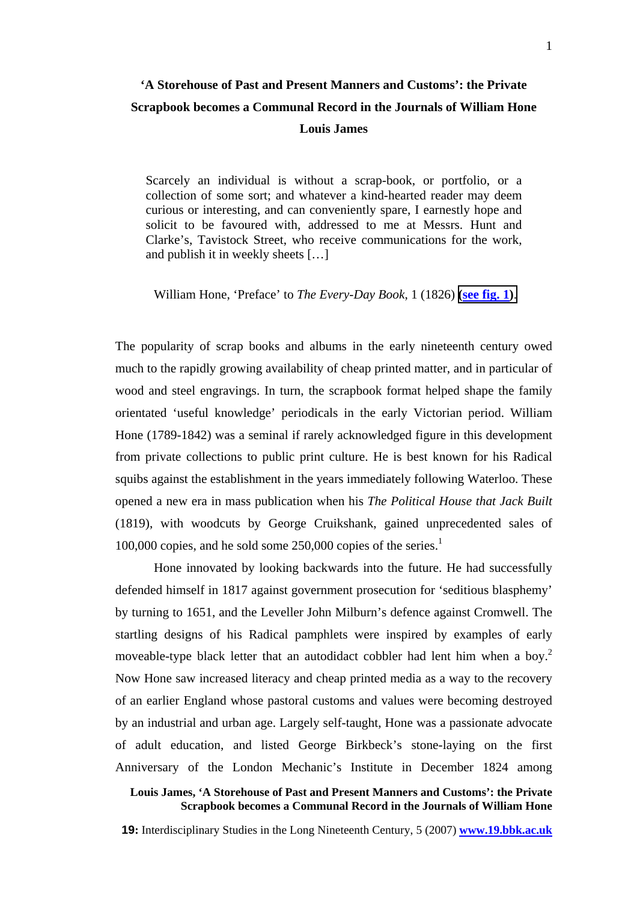# 'A Storehouse of Past and Present Manners and Customs': the Private Scrapbook becomes a Communal Record in the Journals of William Hone

**Louis James**

> Scarcely an individual is without a scrap-book, or portfolio, or a collection of some sort; and whatever a kind-hearted reader may deem curious or interesting, and can conveniently spare, I earnestly hope and solicit to be favoured with, addressed to me at Messrs. Hunt and Clarke's, Tavistock Street, who receive communications for the work, and publish it in weekly sheets […]
>
> William Hone, 'Preface' to *The Every-Day Book*, 1 (1826) **(see fig. 1)**.

The popularity of scrap books and albums in the early nineteenth century owed much to the rapidly growing availability of cheap printed matter, and in particular of wood and steel engravings. In turn, the scrapbook format helped shape the family orientated 'useful knowledge' periodicals in the early Victorian period. William Hone (1789-1842) was a seminal if rarely acknowledged figure in this development from private collections to public print culture. He is best known for his Radical squibs against the establishment in the years immediately following Waterloo. These opened a new era in mass publication when his *The Political House that Jack Built* (1819), with woodcuts by George Cruikshank, gained unprecedented sales of 100,000 copies, and he sold some 250,000 copies of the series.[1]

Hone innovated by looking backwards into the future. He had successfully defended himself in 1817 against government prosecution for 'seditious blasphemy' by turning to 1651, and the Leveller John Milburn's defence against Cromwell. The startling designs of his Radical pamphlets were inspired by examples of early moveable-type black letter that an autodidact cobbler had lent him when a boy.[2] Now Hone saw increased literacy and cheap printed media as a way to the recovery of an earlier England whose pastoral customs and values were becoming destroyed by an industrial and urban age. Largely self-taught, Hone was a passionate advocate of adult education, and listed George Birkbeck's stone-laying on the first Anniversary of the London Mechanic's Institute in December 1824 among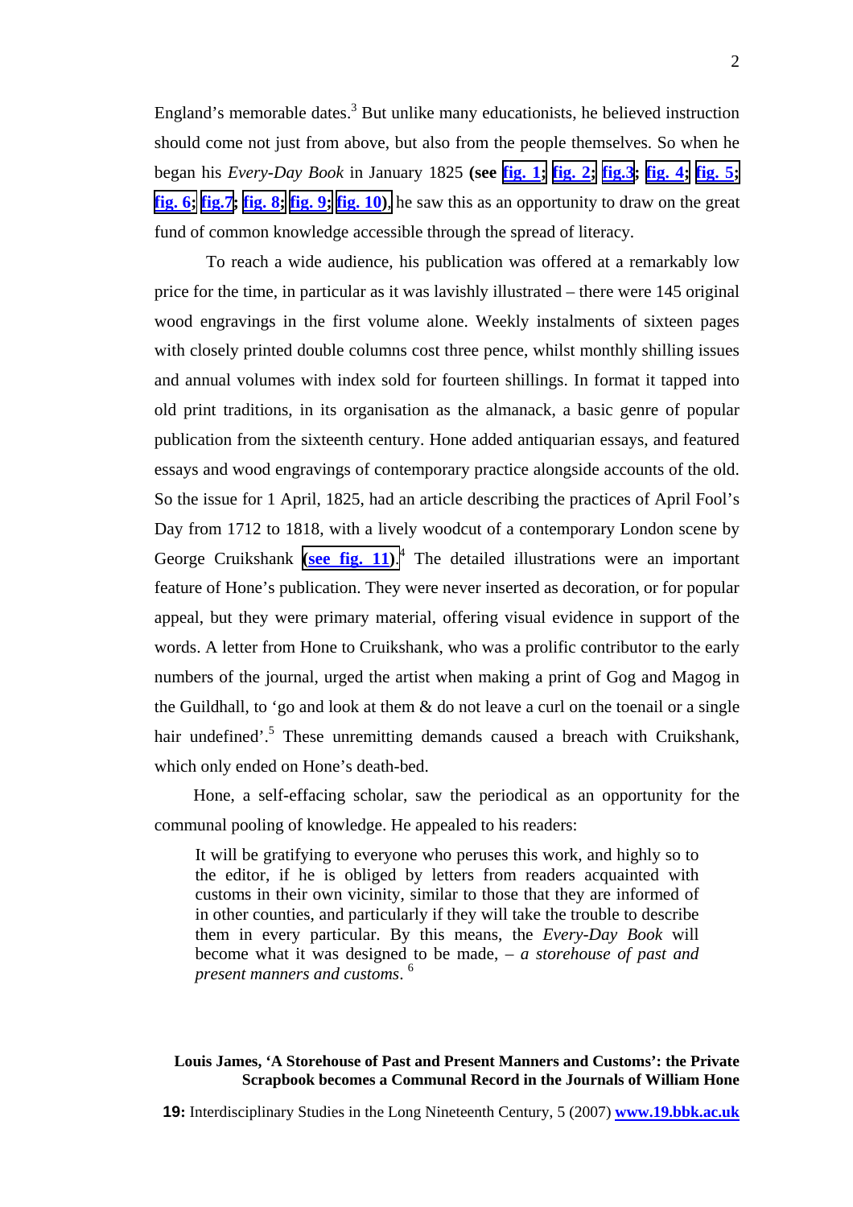England's memorable dates.[3] But unlike many educationists, he believed instruction should come not just from above, but also from the people themselves. So when he began his *Every-Day Book* in January 1825 **(see fig. 1; fig. 2; fig.3; fig. 4; fig. 5; fig. 6; fig.7; fig. 8; fig. 9; fig. 10)**, he saw this as an opportunity to draw on the great fund of common knowledge accessible through the spread of literacy.

To reach a wide audience, his publication was offered at a remarkably low price for the time, in particular as it was lavishly illustrated – there were 145 original wood engravings in the first volume alone. Weekly instalments of sixteen pages with closely printed double columns cost three pence, whilst monthly shilling issues and annual volumes with index sold for fourteen shillings. In format it tapped into old print traditions, in its organisation as the almanack, a basic genre of popular publication from the sixteenth century. Hone added antiquarian essays, and featured essays and wood engravings of contemporary practice alongside accounts of the old. So the issue for 1 April, 1825, had an article describing the practices of April Fool's Day from 1712 to 1818, with a lively woodcut of a contemporary London scene by George Cruikshank **(see fig. 11)**.[4] The detailed illustrations were an important feature of Hone's publication. They were never inserted as decoration, or for popular appeal, but they were primary material, offering visual evidence in support of the words. A letter from Hone to Cruikshank, who was a prolific contributor to the early numbers of the journal, urged the artist when making a print of Gog and Magog in the Guildhall, to 'go and look at them & do not leave a curl on the toenail or a single hair undefined'.[5] These unremitting demands caused a breach with Cruikshank, which only ended on Hone's death-bed.

Hone, a self-effacing scholar, saw the periodical as an opportunity for the communal pooling of knowledge. He appealed to his readers:

> It will be gratifying to everyone who peruses this work, and highly so to the editor, if he is obliged by letters from readers acquainted with customs in their own vicinity, similar to those that they are informed of in other counties, and particularly if they will take the trouble to describe them in every particular. By this means, the *Every-Day Book* will become what it was designed to be made, – *a storehouse of past and present manners and customs*.[6]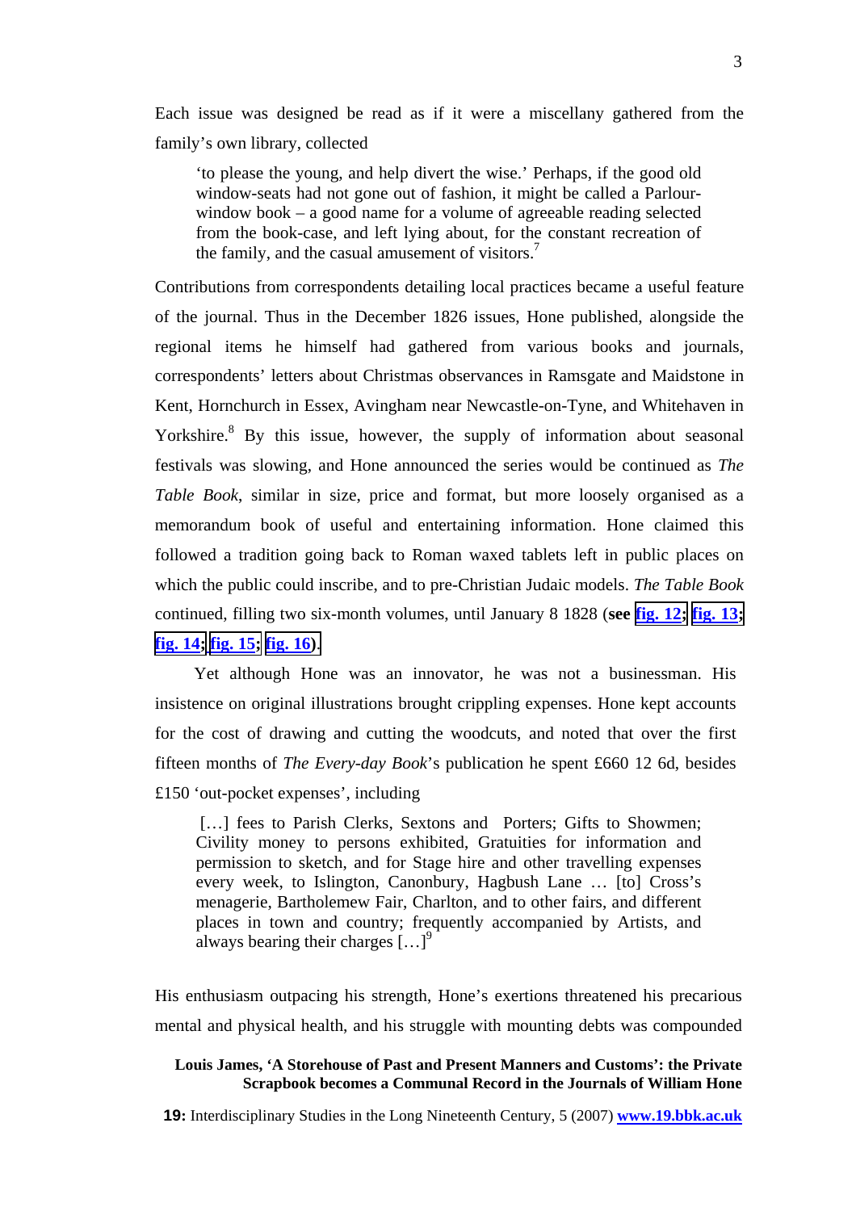Each issue was designed be read as if it were a miscellany gathered from the family's own library, collected

> 'to please the young, and help divert the wise.' Perhaps, if the good old window-seats had not gone out of fashion, it might be called a Parlour-window book – a good name for a volume of agreeable reading selected from the book-case, and left lying about, for the constant recreation of the family, and the casual amusement of visitors.[7]

Contributions from correspondents detailing local practices became a useful feature of the journal. Thus in the December 1826 issues, Hone published, alongside the regional items he himself had gathered from various books and journals, correspondents' letters about Christmas observances in Ramsgate and Maidstone in Kent, Hornchurch in Essex, Avingham near Newcastle-on-Tyne, and Whitehaven in Yorkshire.[8] By this issue, however, the supply of information about seasonal festivals was slowing, and Hone announced the series would be continued as *The Table Book*, similar in size, price and format, but more loosely organised as a memorandum book of useful and entertaining information. Hone claimed this followed a tradition going back to Roman waxed tablets left in public places on which the public could inscribe, and to pre-Christian Judaic models. *The Table Book* continued, filling two six-month volumes, until January 8 1828 (**see fig. 12; fig. 13; fig. 14; fig. 15; fig. 16**).

Yet although Hone was an innovator, he was not a businessman. His insistence on original illustrations brought crippling expenses. Hone kept accounts for the cost of drawing and cutting the woodcuts, and noted that over the first fifteen months of *The Every-day Book*'s publication he spent £660 12 6d, besides £150 'out-pocket expenses', including

> […] fees to Parish Clerks, Sextons and Porters; Gifts to Showmen; Civility money to persons exhibited, Gratuities for information and permission to sketch, and for Stage hire and other travelling expenses every week, to Islington, Canonbury, Hagbush Lane … [to] Cross's menagerie, Bartholemew Fair, Charlton, and to other fairs, and different places in town and country; frequently accompanied by Artists, and always bearing their charges […][9]

His enthusiasm outpacing his strength, Hone's exertions threatened his precarious mental and physical health, and his struggle with mounting debts was compounded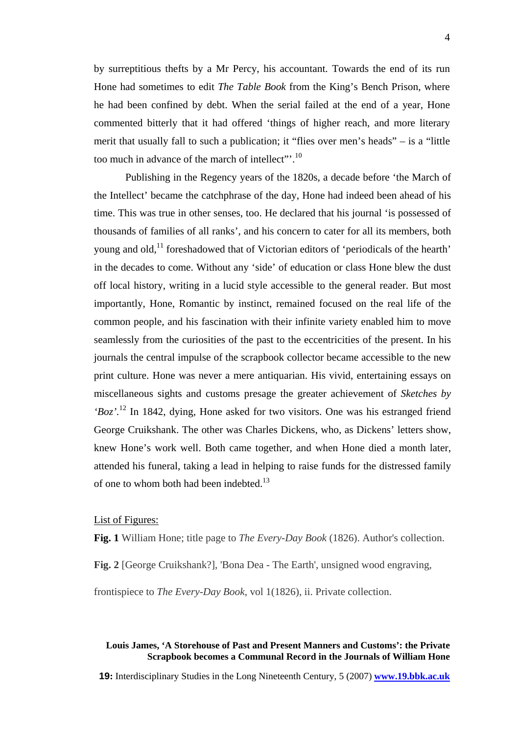by surreptitious thefts by a Mr Percy, his accountant. Towards the end of its run Hone had sometimes to edit *The Table Book* from the King's Bench Prison, where he had been confined by debt. When the serial failed at the end of a year, Hone commented bitterly that it had offered 'things of higher reach, and more literary merit that usually fall to such a publication; it "flies over men's heads" – is a "little too much in advance of the march of intellect"'.[10]

Publishing in the Regency years of the 1820s, a decade before 'the March of the Intellect' became the catchphrase of the day, Hone had indeed been ahead of his time. This was true in other senses, too. He declared that his journal 'is possessed of thousands of families of all ranks', and his concern to cater for all its members, both young and old,[11] foreshadowed that of Victorian editors of 'periodicals of the hearth' in the decades to come. Without any 'side' of education or class Hone blew the dust off local history, writing in a lucid style accessible to the general reader. But most importantly, Hone, Romantic by instinct, remained focused on the real life of the common people, and his fascination with their infinite variety enabled him to move seamlessly from the curiosities of the past to the eccentricities of the present. In his journals the central impulse of the scrapbook collector became accessible to the new print culture. Hone was never a mere antiquarian. His vivid, entertaining essays on miscellaneous sights and customs presage the greater achievement of *Sketches by 'Boz'*.[12] In 1842, dying, Hone asked for two visitors. One was his estranged friend George Cruikshank. The other was Charles Dickens, who, as Dickens' letters show, knew Hone's work well. Both came together, and when Hone died a month later, attended his funeral, taking a lead in helping to raise funds for the distressed family of one to whom both had been indebted.[13]

List of Figures:

**Fig. 1** William Hone; title page to *The Every-Day Book* (1826). Author's collection.

**Fig. 2** [George Cruikshank?], 'Bona Dea - The Earth', unsigned wood engraving, frontispiece to *The Every-Day Book*, vol 1(1826), ii. Private collection.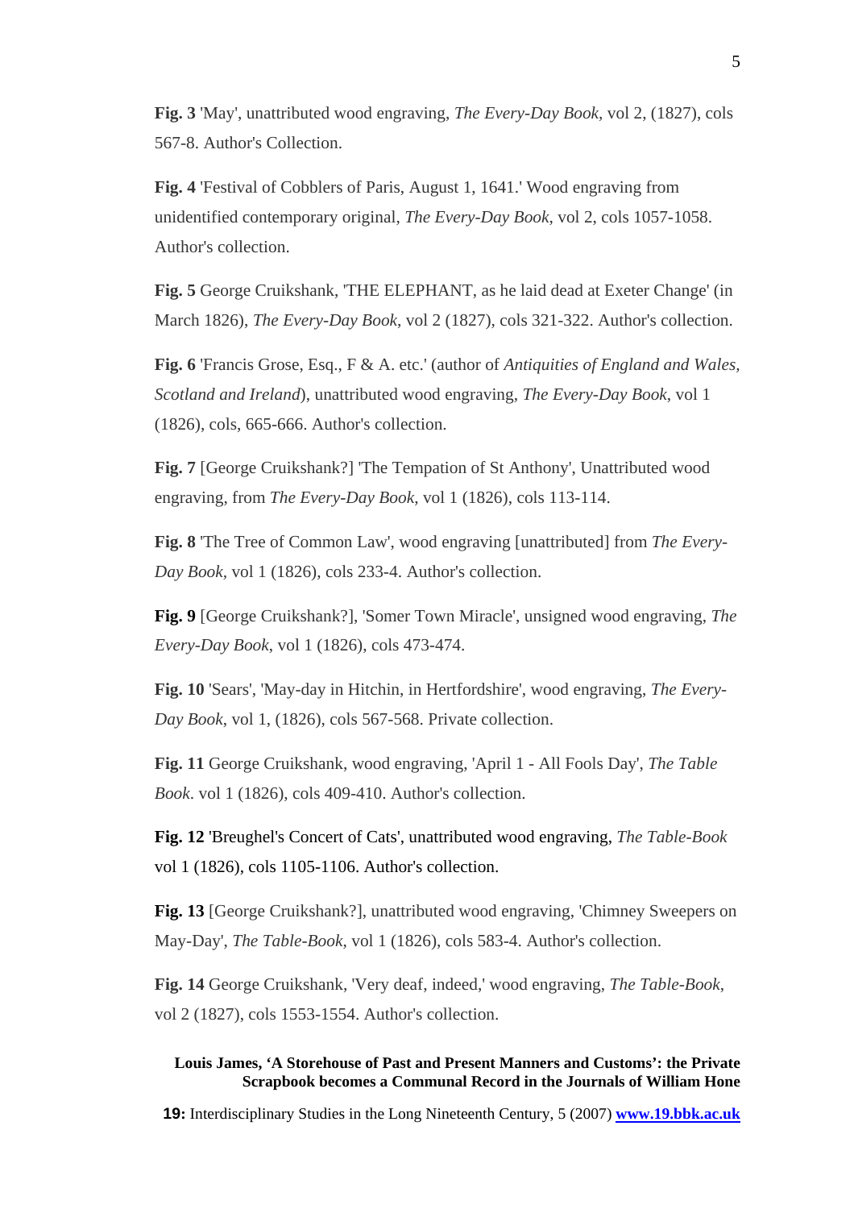**Fig. 3** 'May', unattributed wood engraving, *The Every-Day Book*, vol 2, (1827), cols 567-8. Author's Collection.

**Fig. 4** 'Festival of Cobblers of Paris, August 1, 1641.' Wood engraving from unidentified contemporary original, *The Every-Day Book*, vol 2, cols 1057-1058. Author's collection.

**Fig. 5** George Cruikshank, 'THE ELEPHANT, as he laid dead at Exeter Change' (in March 1826), *The Every-Day Book*, vol 2 (1827), cols 321-322. Author's collection.

**Fig. 6** 'Francis Grose, Esq., F & A. etc.' (author of *Antiquities of England and Wales, Scotland and Ireland*), unattributed wood engraving, *The Every-Day Book*, vol 1 (1826), cols, 665-666. Author's collection.

**Fig. 7** [George Cruikshank?] 'The Tempation of St Anthony', Unattributed wood engraving, from *The Every-Day Book*, vol 1 (1826), cols 113-114.

**Fig. 8** 'The Tree of Common Law', wood engraving [unattributed] from *The Every-Day Book*, vol 1 (1826), cols 233-4. Author's collection.

**Fig. 9** [George Cruikshank?], 'Somer Town Miracle', unsigned wood engraving, *The Every-Day Book*, vol 1 (1826), cols 473-474.

**Fig. 10** 'Sears', 'May-day in Hitchin, in Hertfordshire', wood engraving, *The Every-Day Book*, vol 1, (1826), cols 567-568. Private collection.

**Fig. 11** George Cruikshank, wood engraving, 'April 1 - All Fools Day', *The Table Book*. vol 1 (1826), cols 409-410. Author's collection.

**Fig. 12** 'Breughel's Concert of Cats', unattributed wood engraving, *The Table-Book* vol 1 (1826), cols 1105-1106. Author's collection.

**Fig. 13** [George Cruikshank?], unattributed wood engraving, 'Chimney Sweepers on May-Day', *The Table-Book*, vol 1 (1826), cols 583-4. Author's collection.

**Fig. 14** George Cruikshank, 'Very deaf, indeed,' wood engraving, *The Table-Book*, vol 2 (1827), cols 1553-1554. Author's collection.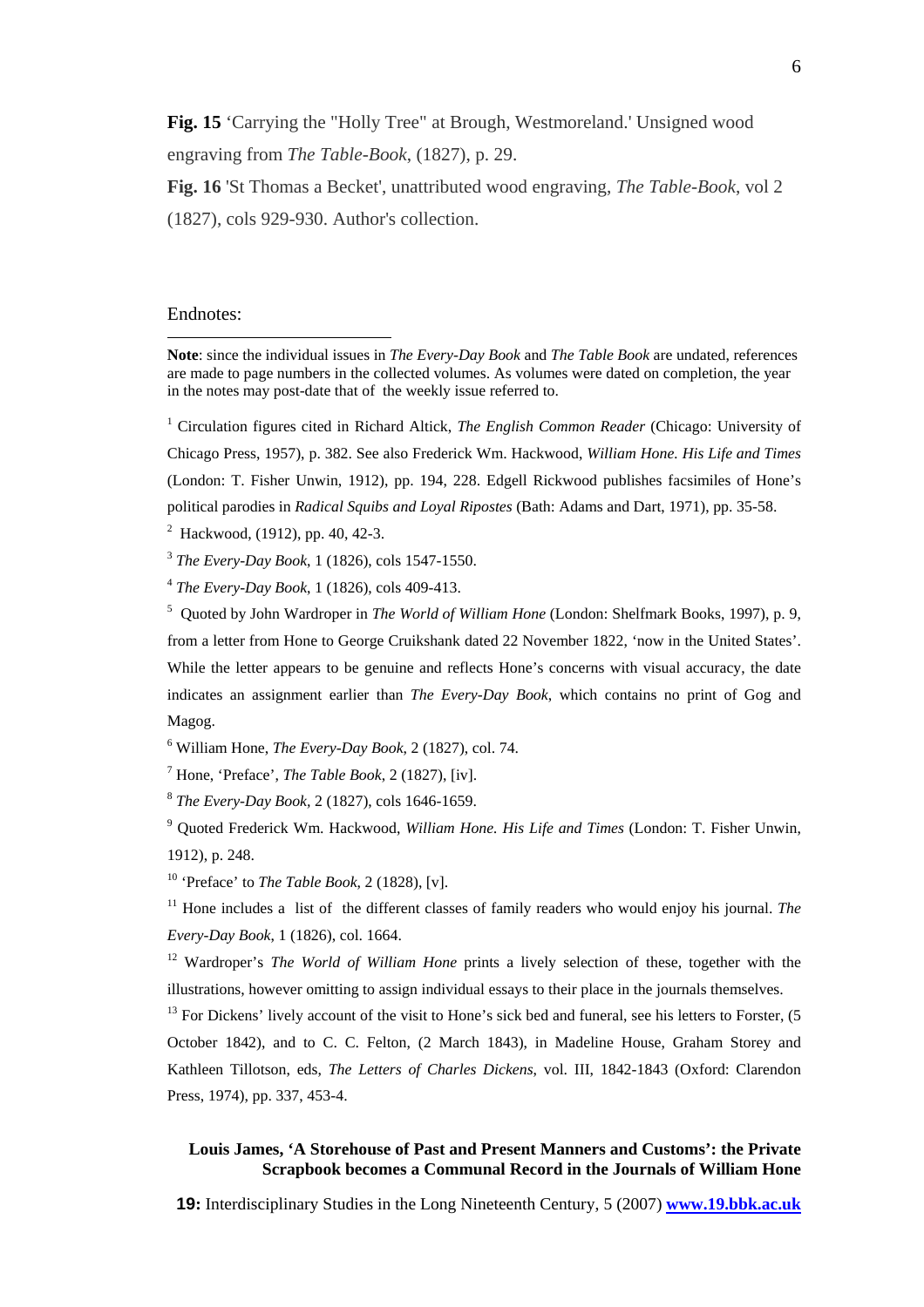**Fig. 15** 'Carrying the "Holly Tree" at Brough, Westmoreland.' Unsigned wood engraving from *The Table-Book*, (1827), p. 29.

**Fig. 16** 'St Thomas a Becket', unattributed wood engraving, *The Table-Book*, vol 2 (1827), cols 929-930. Author's collection.

Endnotes:

---

**Note**: since the individual issues in *The Every-Day Book* and *The Table Book* are undated, references are made to page numbers in the collected volumes. As volumes were dated on completion, the year in the notes may post-date that of the weekly issue referred to.

[1] Circulation figures cited in Richard Altick, *The English Common Reader* (Chicago: University of Chicago Press, 1957), p. 382. See also Frederick Wm. Hackwood, *William Hone. His Life and Times* (London: T. Fisher Unwin, 1912), pp. 194, 228. Edgell Rickwood publishes facsimiles of Hone's political parodies in *Radical Squibs and Loyal Ripostes* (Bath: Adams and Dart, 1971), pp. 35-58.

[2] Hackwood, (1912), pp. 40, 42-3.

[3] *The Every-Day Book*, 1 (1826), cols 1547-1550.

[4] *The Every-Day Book*, 1 (1826), cols 409-413.

[5] Quoted by John Wardroper in *The World of William Hone* (London: Shelfmark Books, 1997), p. 9, from a letter from Hone to George Cruikshank dated 22 November 1822, 'now in the United States'. While the letter appears to be genuine and reflects Hone's concerns with visual accuracy, the date indicates an assignment earlier than *The Every-Day Book*, which contains no print of Gog and Magog.

[6] William Hone, *The Every-Day Book*, 2 (1827), col. 74.

[7] Hone, 'Preface', *The Table Book*, 2 (1827), [iv].

[8] *The Every-Day Book*, 2 (1827), cols 1646-1659.

[9] Quoted Frederick Wm. Hackwood, *William Hone. His Life and Times* (London: T. Fisher Unwin, 1912), p. 248.

[10] 'Preface' to *The Table Book*, 2 (1828), [v].

[11] Hone includes a list of the different classes of family readers who would enjoy his journal. *The Every-Day Book*, 1 (1826), col. 1664.

[12] Wardroper's *The World of William Hone* prints a lively selection of these, together with the illustrations, however omitting to assign individual essays to their place in the journals themselves.

[13] For Dickens' lively account of the visit to Hone's sick bed and funeral, see his letters to Forster, (5 October 1842), and to C. C. Felton, (2 March 1843), in Madeline House, Graham Storey and Kathleen Tillotson, eds, *The Letters of Charles Dickens*, vol. III, 1842-1843 (Oxford: Clarendon Press, 1974), pp. 337, 453-4.